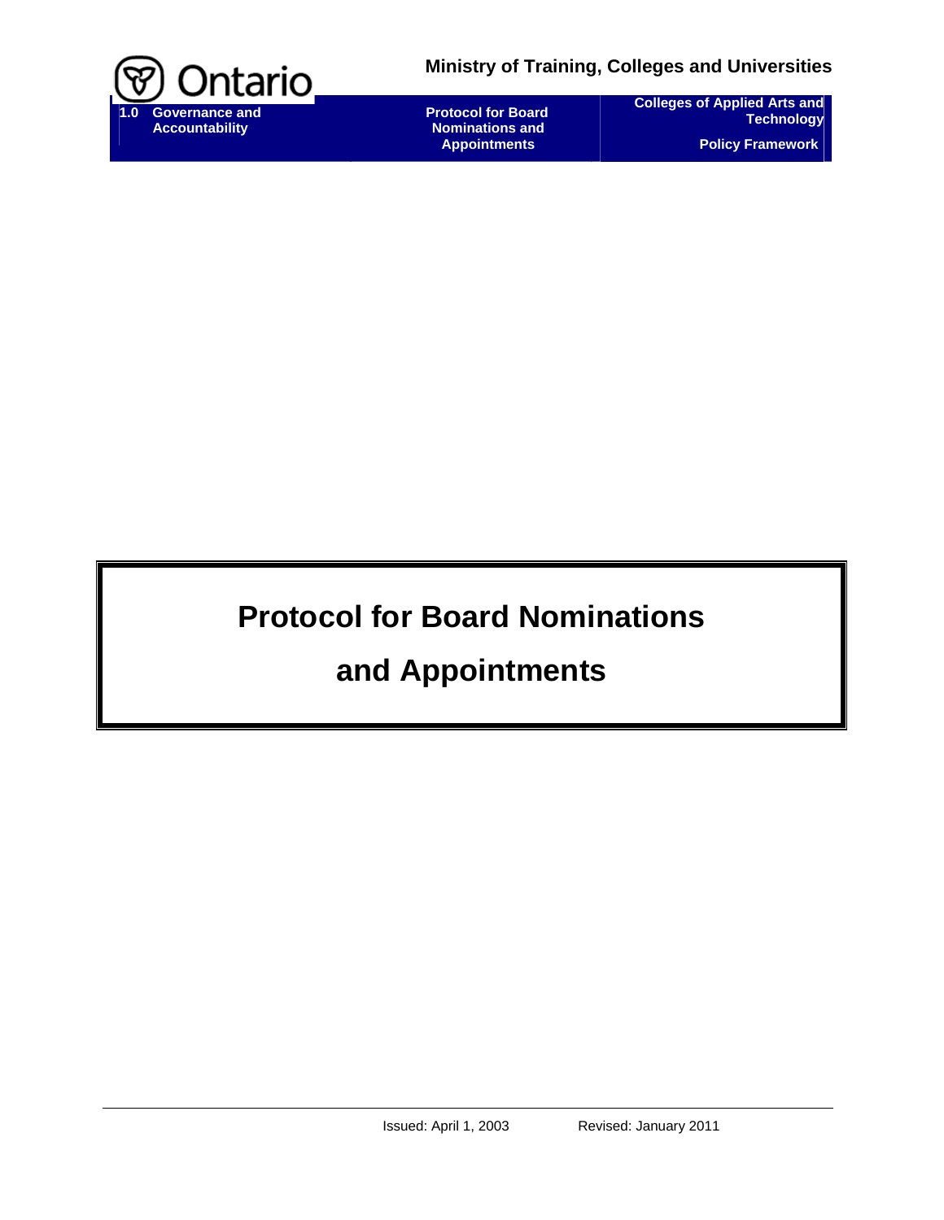# Protocol for Board Nominations and Appointments

Issued: April 1, 2003 Revised: January 2011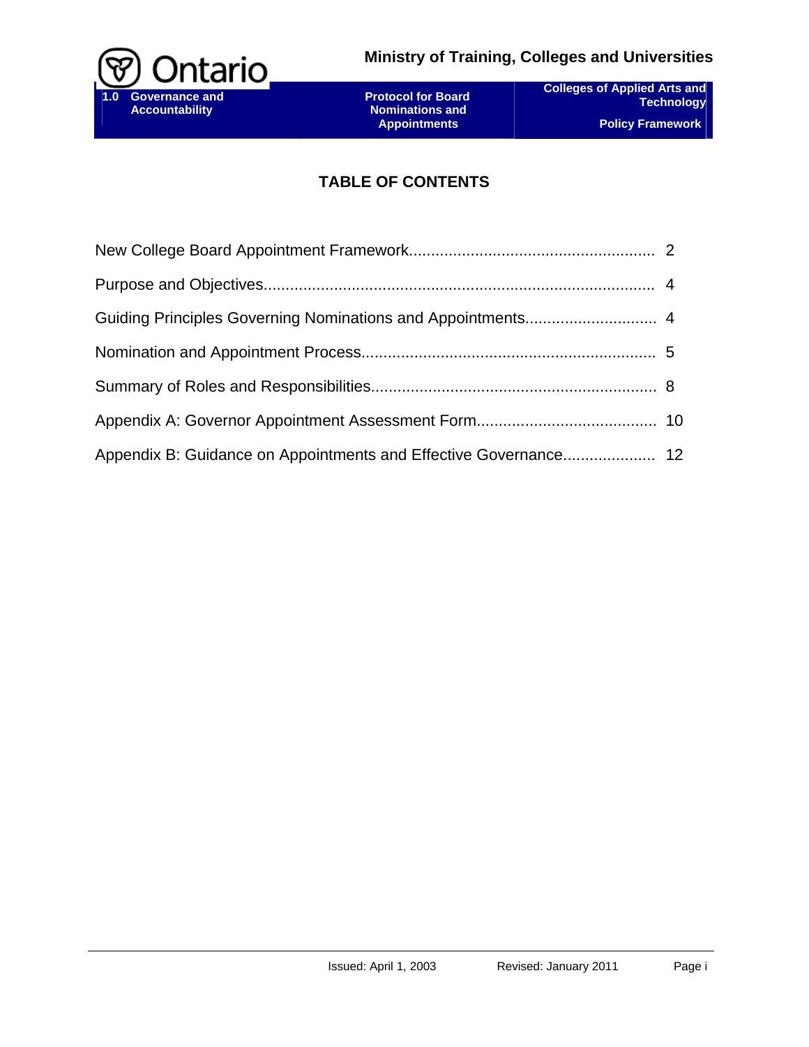# TABLE OF CONTENTS

New College Board Appointment Framework....................................................... 2

Purpose and Objectives........................................................................................ 4

Guiding Principles Governing Nominations and Appointments............................. 4

Nomination and Appointment Process.................................................................. 5

Summary of Roles and Responsibilities................................................................ 8

Appendix A: Governor Appointment Assessment Form........................................ 10

Appendix B: Guidance on Appointments and Effective Governance.................... 12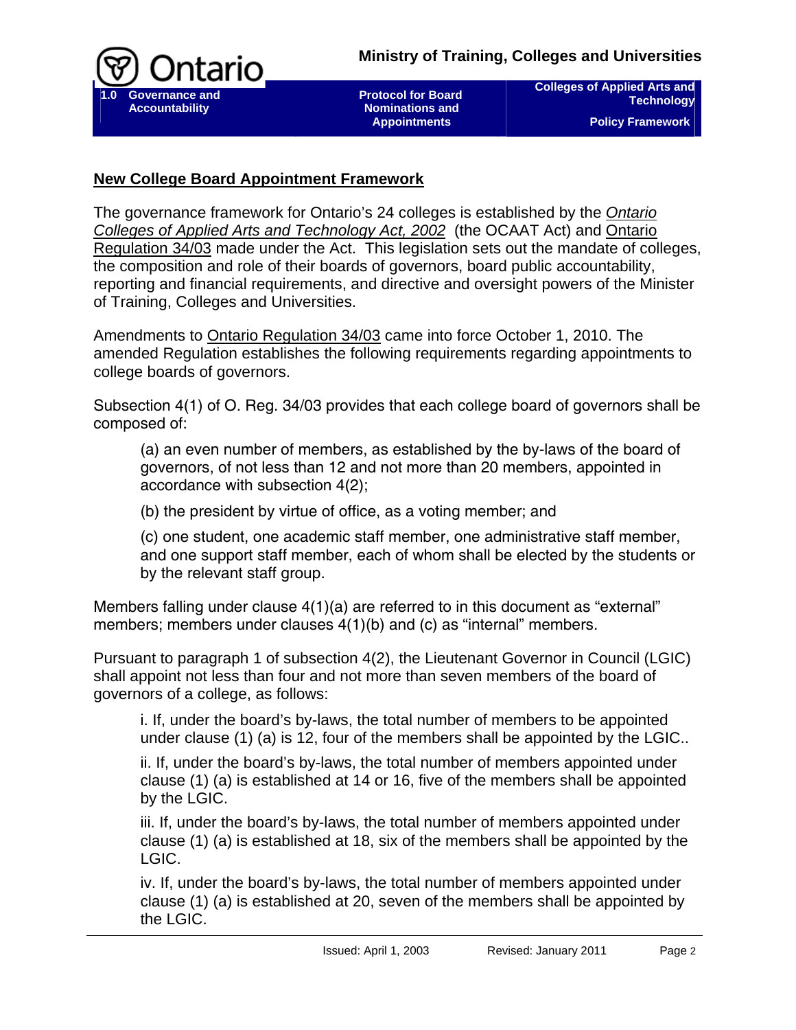## New College Board Appointment Framework

The governance framework for Ontario's 24 colleges is established by the *Ontario Colleges of Applied Arts and Technology Act, 2002* (the OCAAT Act) and Ontario Regulation 34/03 made under the Act. This legislation sets out the mandate of colleges, the composition and role of their boards of governors, board public accountability, reporting and financial requirements, and directive and oversight powers of the Minister of Training, Colleges and Universities.

Amendments to Ontario Regulation 34/03 came into force October 1, 2010. The amended Regulation establishes the following requirements regarding appointments to college boards of governors.

Subsection 4(1) of O. Reg. 34/03 provides that each college board of governors shall be composed of:

> (a) an even number of members, as established by the by-laws of the board of governors, of not less than 12 and not more than 20 members, appointed in accordance with subsection 4(2);
>
> (b) the president by virtue of office, as a voting member; and
>
> (c) one student, one academic staff member, one administrative staff member, and one support staff member, each of whom shall be elected by the students or by the relevant staff group.

Members falling under clause 4(1)(a) are referred to in this document as "external" members; members under clauses 4(1)(b) and (c) as "internal" members.

Pursuant to paragraph 1 of subsection 4(2), the Lieutenant Governor in Council (LGIC) shall appoint not less than four and not more than seven members of the board of governors of a college, as follows:

> i. If, under the board's by-laws, the total number of members to be appointed under clause (1) (a) is 12, four of the members shall be appointed by the LGIC..
>
> ii. If, under the board's by-laws, the total number of members appointed under clause (1) (a) is established at 14 or 16, five of the members shall be appointed by the LGIC.
>
> iii. If, under the board's by-laws, the total number of members appointed under clause (1) (a) is established at 18, six of the members shall be appointed by the LGIC.
>
> iv. If, under the board's by-laws, the total number of members appointed under clause (1) (a) is established at 20, seven of the members shall be appointed by the LGIC.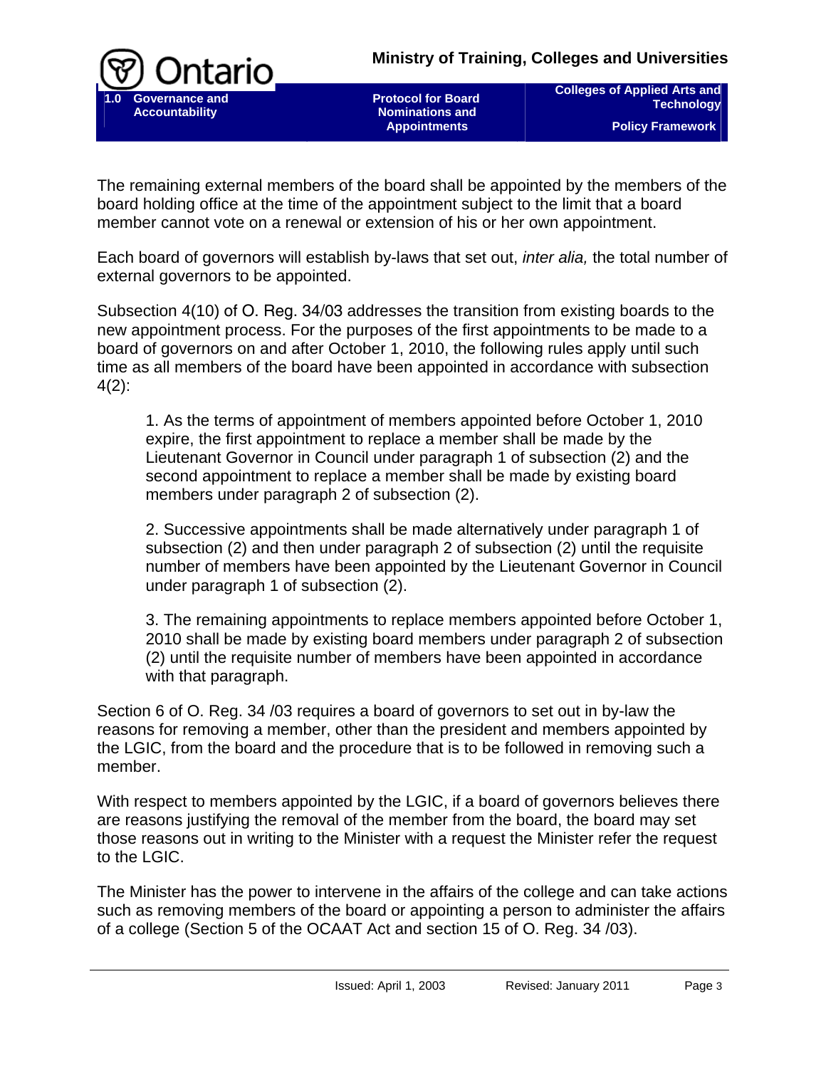The remaining external members of the board shall be appointed by the members of the board holding office at the time of the appointment subject to the limit that a board member cannot vote on a renewal or extension of his or her own appointment.

Each board of governors will establish by-laws that set out, *inter alia,* the total number of external governors to be appointed.

Subsection 4(10) of O. Reg. 34/03 addresses the transition from existing boards to the new appointment process. For the purposes of the first appointments to be made to a board of governors on and after October 1, 2010, the following rules apply until such time as all members of the board have been appointed in accordance with subsection 4(2):

> 1. As the terms of appointment of members appointed before October 1, 2010 expire, the first appointment to replace a member shall be made by the Lieutenant Governor in Council under paragraph 1 of subsection (2) and the second appointment to replace a member shall be made by existing board members under paragraph 2 of subsection (2).
>
> 2. Successive appointments shall be made alternatively under paragraph 1 of subsection (2) and then under paragraph 2 of subsection (2) until the requisite number of members have been appointed by the Lieutenant Governor in Council under paragraph 1 of subsection (2).
>
> 3. The remaining appointments to replace members appointed before October 1, 2010 shall be made by existing board members under paragraph 2 of subsection (2) until the requisite number of members have been appointed in accordance with that paragraph.

Section 6 of O. Reg. 34 /03 requires a board of governors to set out in by-law the reasons for removing a member, other than the president and members appointed by the LGIC, from the board and the procedure that is to be followed in removing such a member.

With respect to members appointed by the LGIC, if a board of governors believes there are reasons justifying the removal of the member from the board, the board may set those reasons out in writing to the Minister with a request the Minister refer the request to the LGIC.

The Minister has the power to intervene in the affairs of the college and can take actions such as removing members of the board or appointing a person to administer the affairs of a college (Section 5 of the OCAAT Act and section 15 of O. Reg. 34 /03).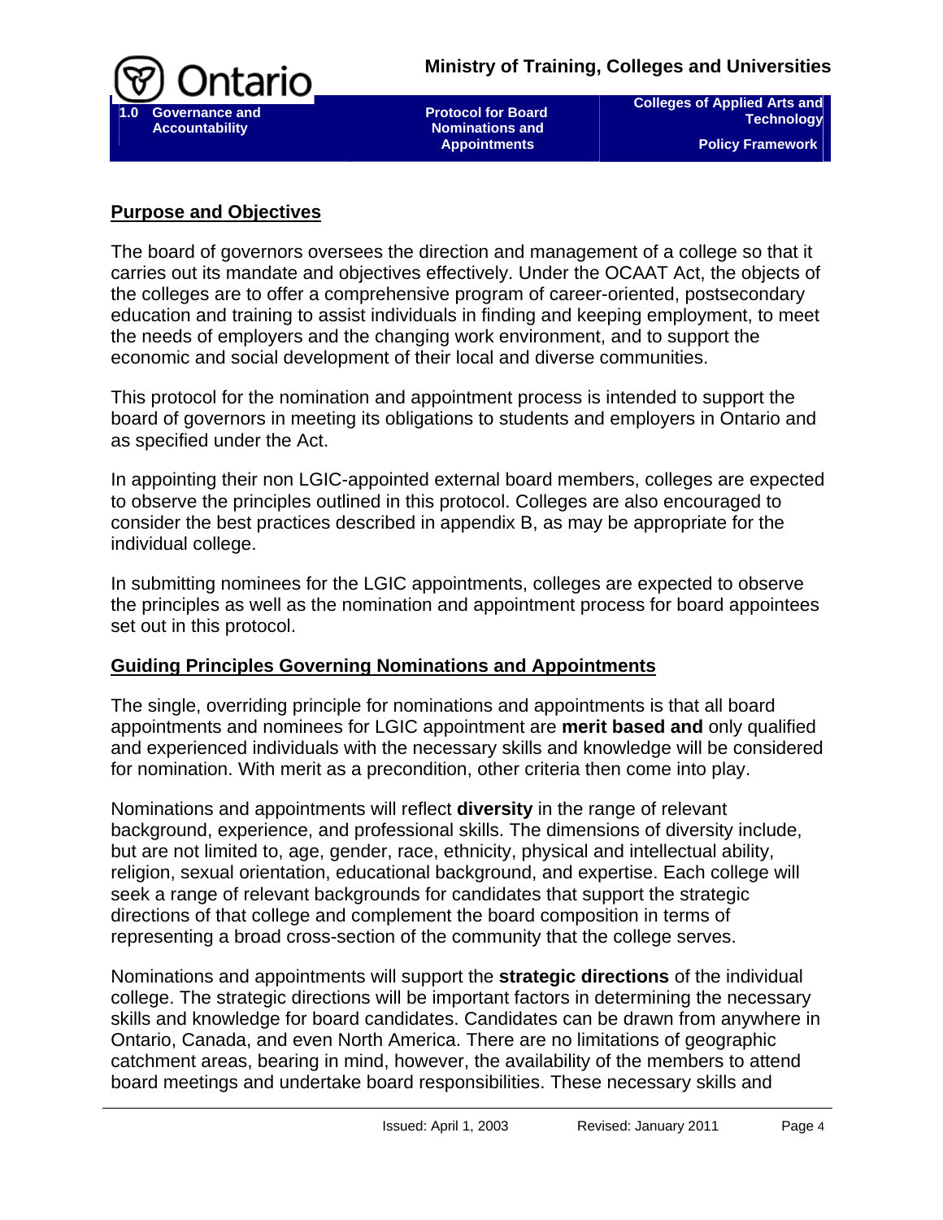## Purpose and Objectives

The board of governors oversees the direction and management of a college so that it carries out its mandate and objectives effectively. Under the OCAAT Act, the objects of the colleges are to offer a comprehensive program of career-oriented, postsecondary education and training to assist individuals in finding and keeping employment, to meet the needs of employers and the changing work environment, and to support the economic and social development of their local and diverse communities.

This protocol for the nomination and appointment process is intended to support the board of governors in meeting its obligations to students and employers in Ontario and as specified under the Act.

In appointing their non LGIC-appointed external board members, colleges are expected to observe the principles outlined in this protocol. Colleges are also encouraged to consider the best practices described in appendix B, as may be appropriate for the individual college.

In submitting nominees for the LGIC appointments, colleges are expected to observe the principles as well as the nomination and appointment process for board appointees set out in this protocol.

## Guiding Principles Governing Nominations and Appointments

The single, overriding principle for nominations and appointments is that all board appointments and nominees for LGIC appointment are **merit based and** only qualified and experienced individuals with the necessary skills and knowledge will be considered for nomination. With merit as a precondition, other criteria then come into play.

Nominations and appointments will reflect **diversity** in the range of relevant background, experience, and professional skills. The dimensions of diversity include, but are not limited to, age, gender, race, ethnicity, physical and intellectual ability, religion, sexual orientation, educational background, and expertise. Each college will seek a range of relevant backgrounds for candidates that support the strategic directions of that college and complement the board composition in terms of representing a broad cross-section of the community that the college serves.

Nominations and appointments will support the **strategic directions** of the individual college. The strategic directions will be important factors in determining the necessary skills and knowledge for board candidates. Candidates can be drawn from anywhere in Ontario, Canada, and even North America. There are no limitations of geographic catchment areas, bearing in mind, however, the availability of the members to attend board meetings and undertake board responsibilities. These necessary skills and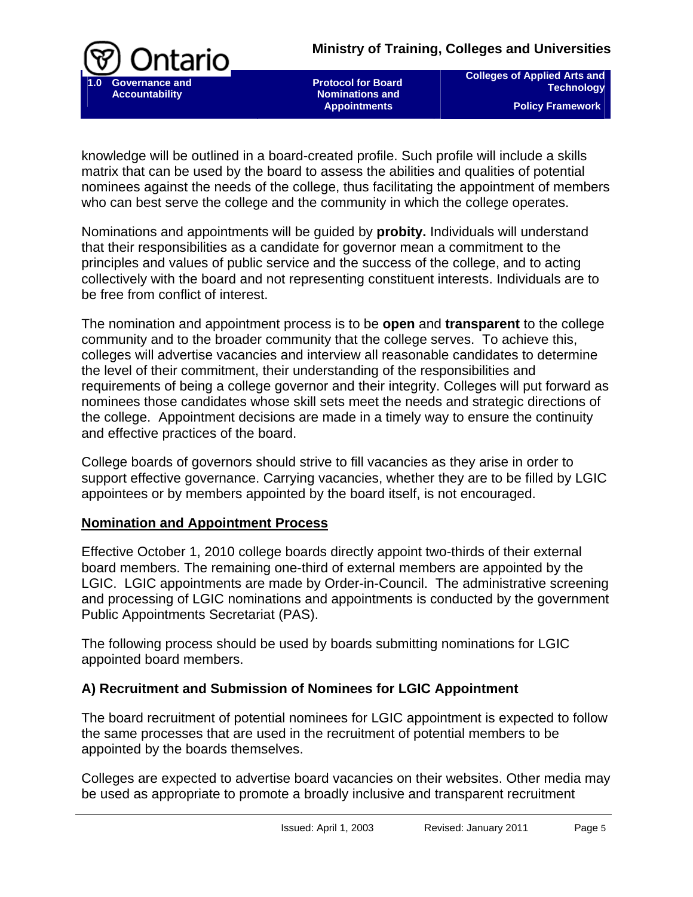knowledge will be outlined in a board-created profile. Such profile will include a skills matrix that can be used by the board to assess the abilities and qualities of potential nominees against the needs of the college, thus facilitating the appointment of members who can best serve the college and the community in which the college operates.

Nominations and appointments will be guided by **probity.** Individuals will understand that their responsibilities as a candidate for governor mean a commitment to the principles and values of public service and the success of the college, and to acting collectively with the board and not representing constituent interests. Individuals are to be free from conflict of interest.

The nomination and appointment process is to be **open** and **transparent** to the college community and to the broader community that the college serves. To achieve this, colleges will advertise vacancies and interview all reasonable candidates to determine the level of their commitment, their understanding of the responsibilities and requirements of being a college governor and their integrity. Colleges will put forward as nominees those candidates whose skill sets meet the needs and strategic directions of the college. Appointment decisions are made in a timely way to ensure the continuity and effective practices of the board.

College boards of governors should strive to fill vacancies as they arise in order to support effective governance. Carrying vacancies, whether they are to be filled by LGIC appointees or by members appointed by the board itself, is not encouraged.

## <u>Nomination and Appointment Process</u>

Effective October 1, 2010 college boards directly appoint two-thirds of their external board members. The remaining one-third of external members are appointed by the LGIC. LGIC appointments are made by Order-in-Council. The administrative screening and processing of LGIC nominations and appointments is conducted by the government Public Appointments Secretariat (PAS).

The following process should be used by boards submitting nominations for LGIC appointed board members.

### A) Recruitment and Submission of Nominees for LGIC Appointment

The board recruitment of potential nominees for LGIC appointment is expected to follow the same processes that are used in the recruitment of potential members to be appointed by the boards themselves.

Colleges are expected to advertise board vacancies on their websites. Other media may be used as appropriate to promote a broadly inclusive and transparent recruitment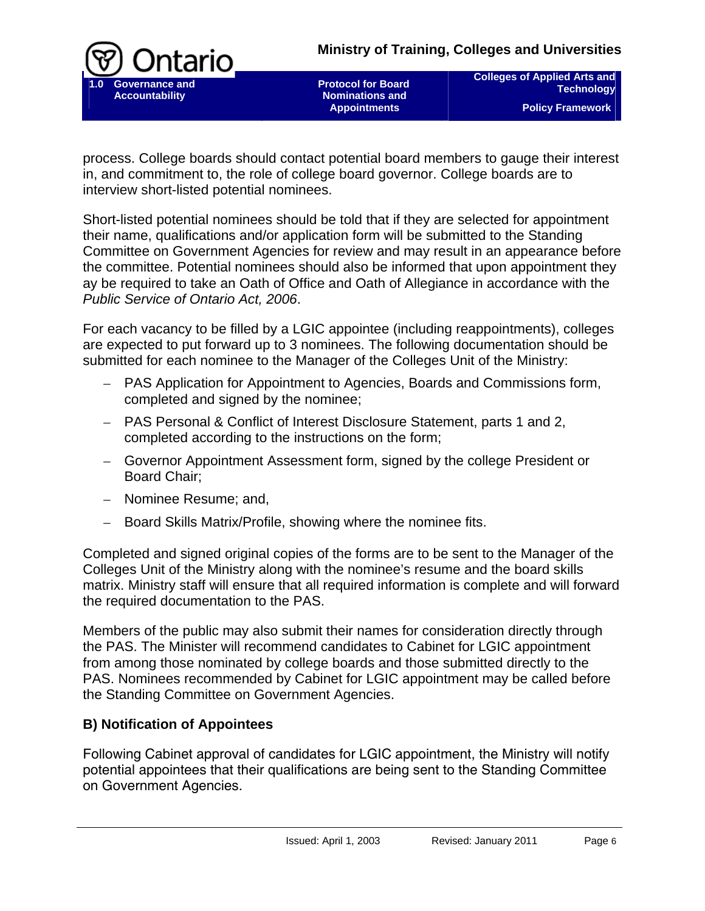process. College boards should contact potential board members to gauge their interest in, and commitment to, the role of college board governor. College boards are to interview short-listed potential nominees.

Short-listed potential nominees should be told that if they are selected for appointment their name, qualifications and/or application form will be submitted to the Standing Committee on Government Agencies for review and may result in an appearance before the committee. Potential nominees should also be informed that upon appointment they ay be required to take an Oath of Office and Oath of Allegiance in accordance with the *Public Service of Ontario Act, 2006*.

For each vacancy to be filled by a LGIC appointee (including reappointments), colleges are expected to put forward up to 3 nominees. The following documentation should be submitted for each nominee to the Manager of the Colleges Unit of the Ministry:

- PAS Application for Appointment to Agencies, Boards and Commissions form, completed and signed by the nominee;
- PAS Personal & Conflict of Interest Disclosure Statement, parts 1 and 2, completed according to the instructions on the form;
- Governor Appointment Assessment form, signed by the college President or Board Chair;
- Nominee Resume; and,
- Board Skills Matrix/Profile, showing where the nominee fits.

Completed and signed original copies of the forms are to be sent to the Manager of the Colleges Unit of the Ministry along with the nominee's resume and the board skills matrix. Ministry staff will ensure that all required information is complete and will forward the required documentation to the PAS.

Members of the public may also submit their names for consideration directly through the PAS. The Minister will recommend candidates to Cabinet for LGIC appointment from among those nominated by college boards and those submitted directly to the PAS. Nominees recommended by Cabinet for LGIC appointment may be called before the Standing Committee on Government Agencies.

### B) Notification of Appointees

Following Cabinet approval of candidates for LGIC appointment, the Ministry will notify potential appointees that their qualifications are being sent to the Standing Committee on Government Agencies.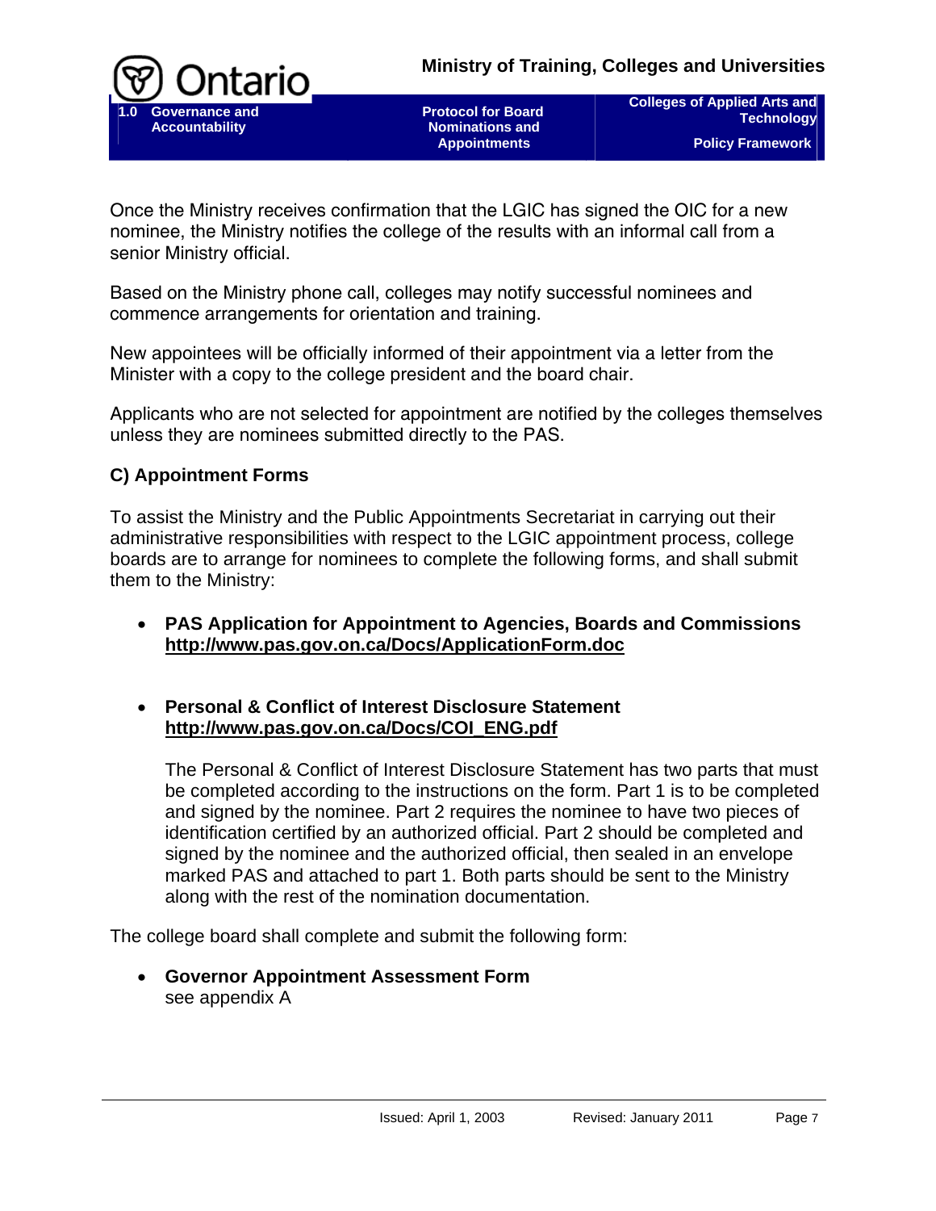Once the Ministry receives confirmation that the LGIC has signed the OIC for a new nominee, the Ministry notifies the college of the results with an informal call from a senior Ministry official.

Based on the Ministry phone call, colleges may notify successful nominees and commence arrangements for orientation and training.

New appointees will be officially informed of their appointment via a letter from the Minister with a copy to the college president and the board chair.

Applicants who are not selected for appointment are notified by the colleges themselves unless they are nominees submitted directly to the PAS.

### C) Appointment Forms

To assist the Ministry and the Public Appointments Secretariat in carrying out their administrative responsibilities with respect to the LGIC appointment process, college boards are to arrange for nominees to complete the following forms, and shall submit them to the Ministry:

- **PAS Application for Appointment to Agencies, Boards and Commissions**
  **http://www.pas.gov.on.ca/Docs/ApplicationForm.doc**

- **Personal & Conflict of Interest Disclosure Statement**
  **http://www.pas.gov.on.ca/Docs/COI_ENG.pdf**

  The Personal & Conflict of Interest Disclosure Statement has two parts that must be completed according to the instructions on the form. Part 1 is to be completed and signed by the nominee. Part 2 requires the nominee to have two pieces of identification certified by an authorized official. Part 2 should be completed and signed by the nominee and the authorized official, then sealed in an envelope marked PAS and attached to part 1. Both parts should be sent to the Ministry along with the rest of the nomination documentation.

The college board shall complete and submit the following form:

- **Governor Appointment Assessment Form**
  see appendix A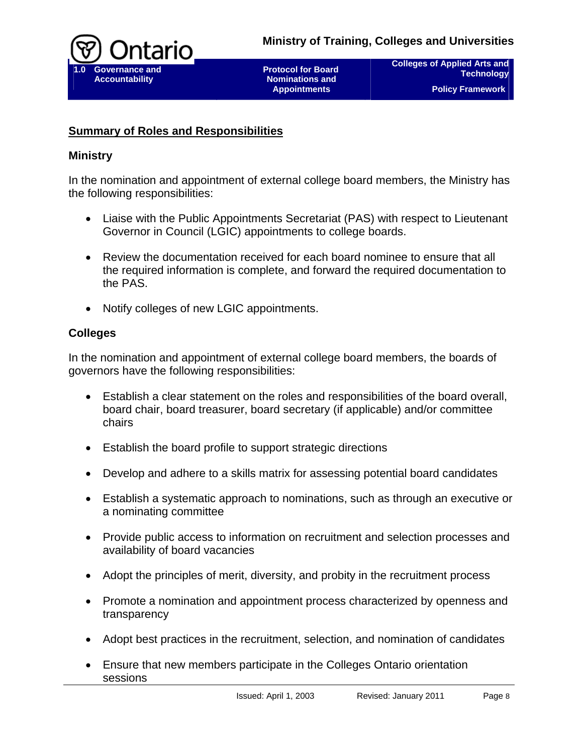## Summary of Roles and Responsibilities

### Ministry

In the nomination and appointment of external college board members, the Ministry has the following responsibilities:

- Liaise with the Public Appointments Secretariat (PAS) with respect to Lieutenant Governor in Council (LGIC) appointments to college boards.
- Review the documentation received for each board nominee to ensure that all the required information is complete, and forward the required documentation to the PAS.
- Notify colleges of new LGIC appointments.

### Colleges

In the nomination and appointment of external college board members, the boards of governors have the following responsibilities:

- Establish a clear statement on the roles and responsibilities of the board overall, board chair, board treasurer, board secretary (if applicable) and/or committee chairs
- Establish the board profile to support strategic directions
- Develop and adhere to a skills matrix for assessing potential board candidates
- Establish a systematic approach to nominations, such as through an executive or a nominating committee
- Provide public access to information on recruitment and selection processes and availability of board vacancies
- Adopt the principles of merit, diversity, and probity in the recruitment process
- Promote a nomination and appointment process characterized by openness and transparency
- Adopt best practices in the recruitment, selection, and nomination of candidates
- Ensure that new members participate in the Colleges Ontario orientation sessions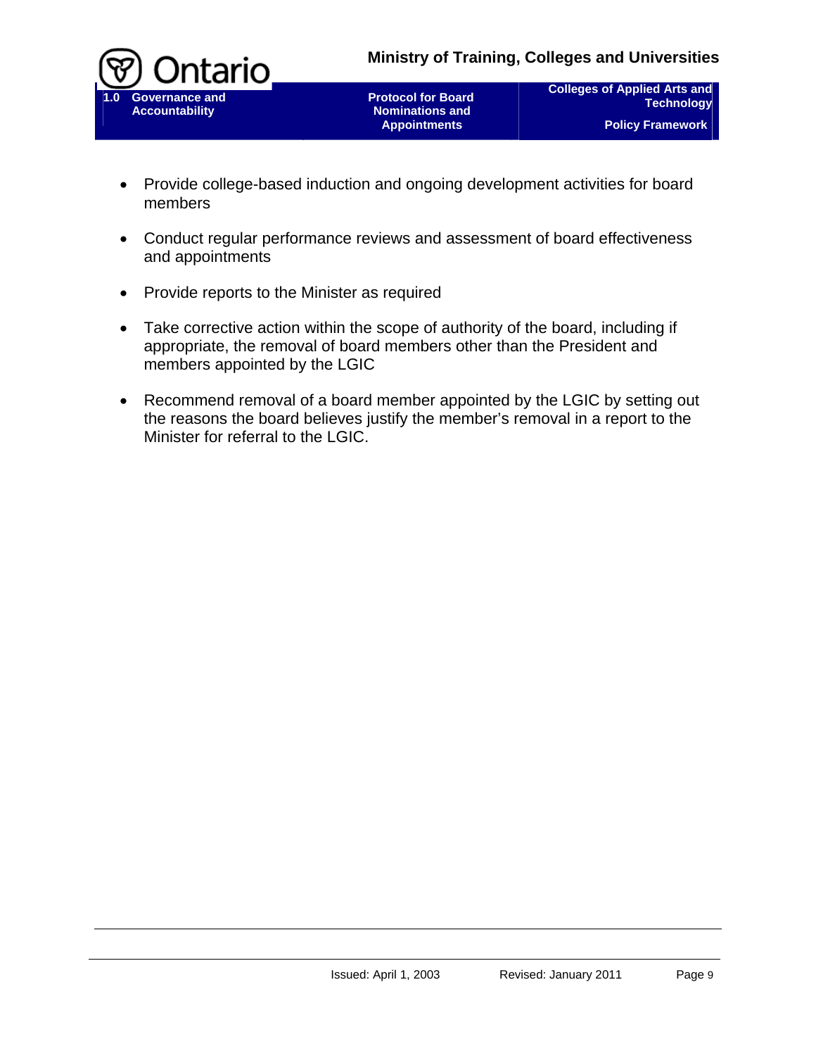- Provide college-based induction and ongoing development activities for board members

- Conduct regular performance reviews and assessment of board effectiveness and appointments

- Provide reports to the Minister as required

- Take corrective action within the scope of authority of the board, including if appropriate, the removal of board members other than the President and members appointed by the LGIC

- Recommend removal of a board member appointed by the LGIC by setting out the reasons the board believes justify the member's removal in a report to the Minister for referral to the LGIC.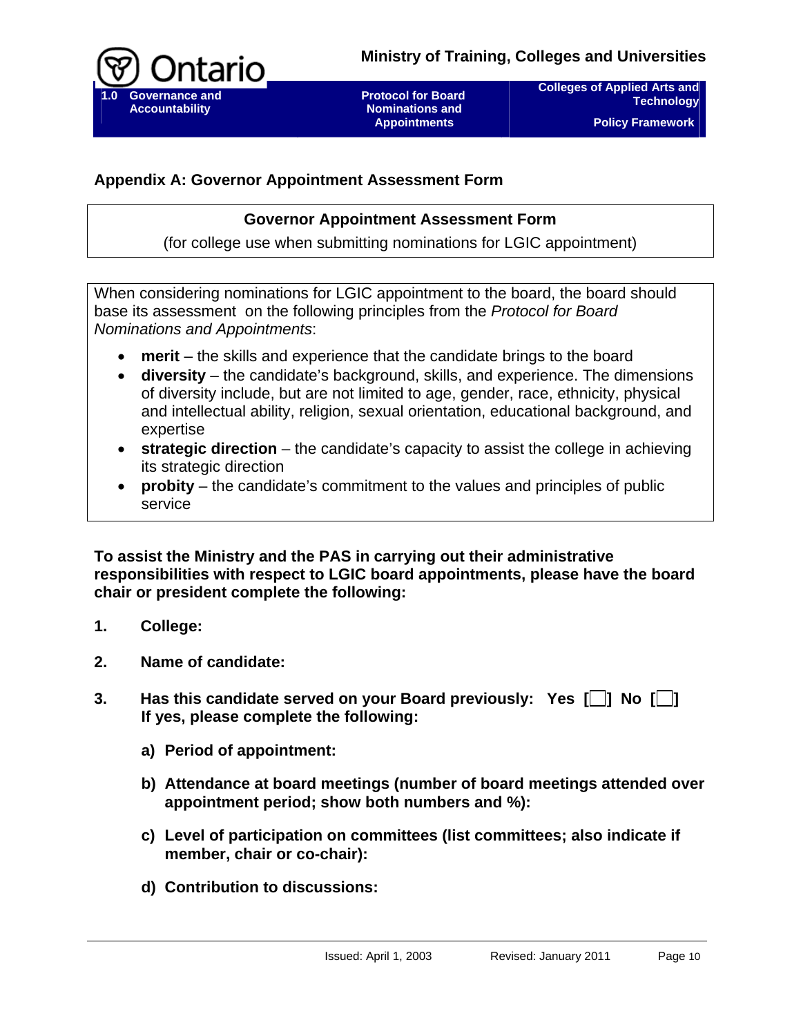## Appendix A: Governor Appointment Assessment Form

**Governor Appointment Assessment Form**

(for college use when submitting nominations for LGIC appointment)

When considering nominations for LGIC appointment to the board, the board should base its assessment on the following principles from the *Protocol for Board Nominations and Appointments*:

- **merit** – the skills and experience that the candidate brings to the board
- **diversity** – the candidate's background, skills, and experience. The dimensions of diversity include, but are not limited to age, gender, race, ethnicity, physical and intellectual ability, religion, sexual orientation, educational background, and expertise
- **strategic direction** – the candidate's capacity to assist the college in achieving its strategic direction
- **probity** – the candidate's commitment to the values and principles of public service

**To assist the Ministry and the PAS in carrying out their administrative responsibilities with respect to LGIC board appointments, please have the board chair or president complete the following:**

1. **College:**

2. **Name of candidate:**

3. **Has this candidate served on your Board previously: Yes [ ] No [ ]**
   **If yes, please complete the following:**

   a) **Period of appointment:**

   b) **Attendance at board meetings (number of board meetings attended over appointment period; show both numbers and %):**

   c) **Level of participation on committees (list committees; also indicate if member, chair or co-chair):**

   d) **Contribution to discussions:**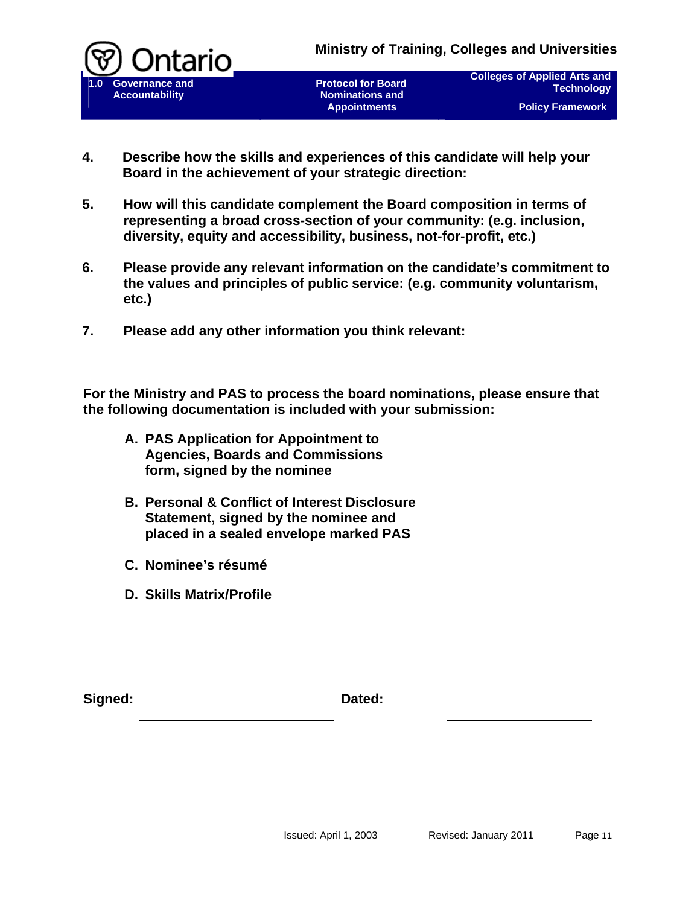**4. Describe how the skills and experiences of this candidate will help your Board in the achievement of your strategic direction:**

**5. How will this candidate complement the Board composition in terms of representing a broad cross-section of your community: (e.g. inclusion, diversity, equity and accessibility, business, not-for-profit, etc.)**

**6. Please provide any relevant information on the candidate's commitment to the values and principles of public service: (e.g. community voluntarism, etc.)**

**7. Please add any other information you think relevant:**

**For the Ministry and PAS to process the board nominations, please ensure that the following documentation is included with your submission:**

- **A. PAS Application for Appointment to Agencies, Boards and Commissions form, signed by the nominee**
- **B. Personal & Conflict of Interest Disclosure Statement, signed by the nominee and placed in a sealed envelope marked PAS**
- **C. Nominee's résumé**
- **D. Skills Matrix/Profile**

**Signed:** \_\_\_\_\_\_\_\_\_\_\_\_\_\_\_\_\_\_\_\_ **Dated:** \_\_\_\_\_\_\_\_\_\_\_\_\_\_\_\_\_\_\_\_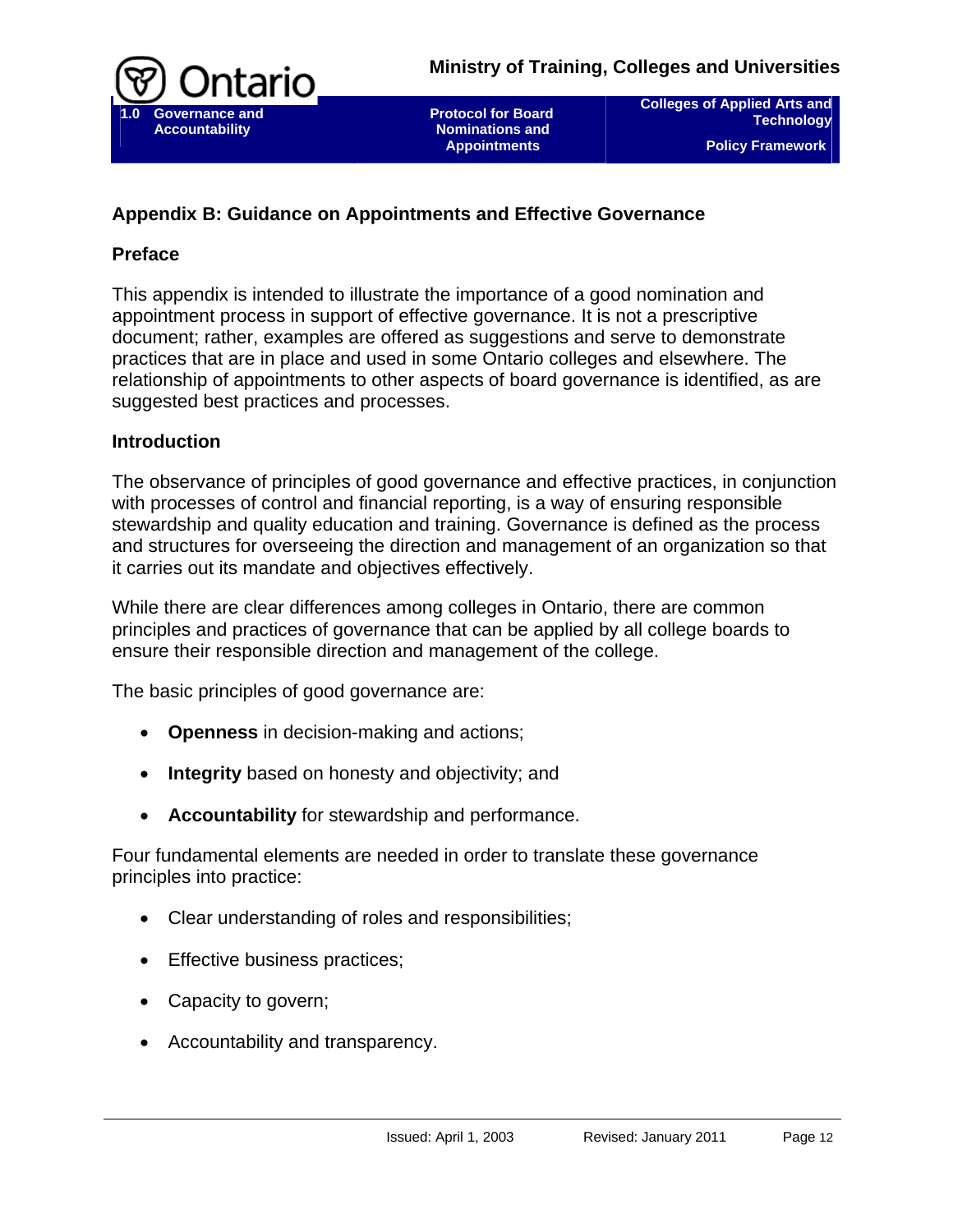## Appendix B: Guidance on Appointments and Effective Governance

### Preface

This appendix is intended to illustrate the importance of a good nomination and appointment process in support of effective governance. It is not a prescriptive document; rather, examples are offered as suggestions and serve to demonstrate practices that are in place and used in some Ontario colleges and elsewhere. The relationship of appointments to other aspects of board governance is identified, as are suggested best practices and processes.

### Introduction

The observance of principles of good governance and effective practices, in conjunction with processes of control and financial reporting, is a way of ensuring responsible stewardship and quality education and training. Governance is defined as the process and structures for overseeing the direction and management of an organization so that it carries out its mandate and objectives effectively.

While there are clear differences among colleges in Ontario, there are common principles and practices of governance that can be applied by all college boards to ensure their responsible direction and management of the college.

The basic principles of good governance are:

- **Openness** in decision-making and actions;
- **Integrity** based on honesty and objectivity; and
- **Accountability** for stewardship and performance.

Four fundamental elements are needed in order to translate these governance principles into practice:

- Clear understanding of roles and responsibilities;
- Effective business practices;
- Capacity to govern;
- Accountability and transparency.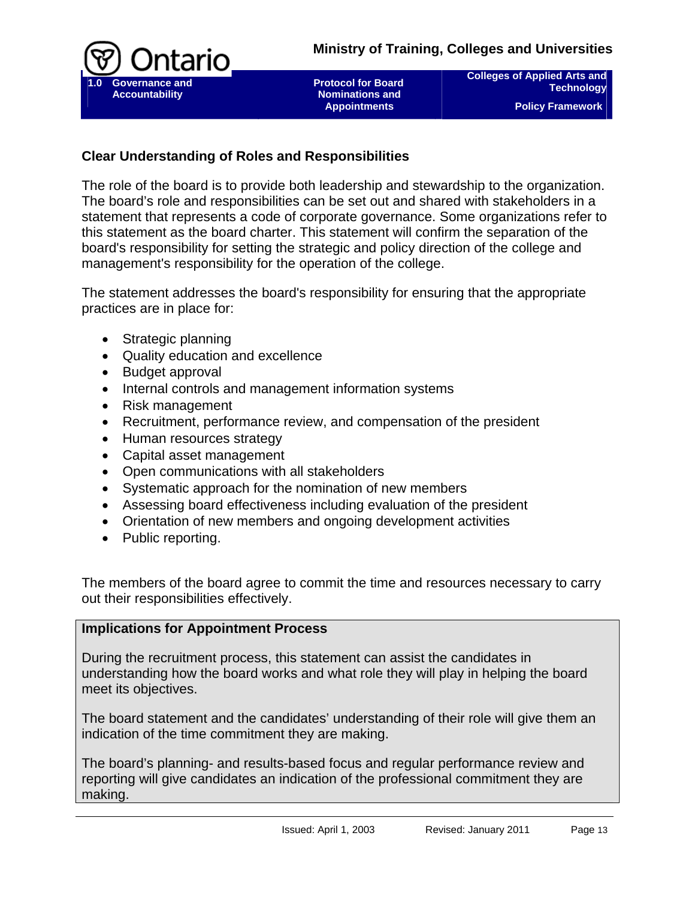## Clear Understanding of Roles and Responsibilities

The role of the board is to provide both leadership and stewardship to the organization. The board's role and responsibilities can be set out and shared with stakeholders in a statement that represents a code of corporate governance. Some organizations refer to this statement as the board charter. This statement will confirm the separation of the board's responsibility for setting the strategic and policy direction of the college and management's responsibility for the operation of the college.

The statement addresses the board's responsibility for ensuring that the appropriate practices are in place for:

- Strategic planning
- Quality education and excellence
- Budget approval
- Internal controls and management information systems
- Risk management
- Recruitment, performance review, and compensation of the president
- Human resources strategy
- Capital asset management
- Open communications with all stakeholders
- Systematic approach for the nomination of new members
- Assessing board effectiveness including evaluation of the president
- Orientation of new members and ongoing development activities
- Public reporting.

The members of the board agree to commit the time and resources necessary to carry out their responsibilities effectively.

**Implications for Appointment Process**

During the recruitment process, this statement can assist the candidates in understanding how the board works and what role they will play in helping the board meet its objectives.

The board statement and the candidates' understanding of their role will give them an indication of the time commitment they are making.

The board's planning- and results-based focus and regular performance review and reporting will give candidates an indication of the professional commitment they are making.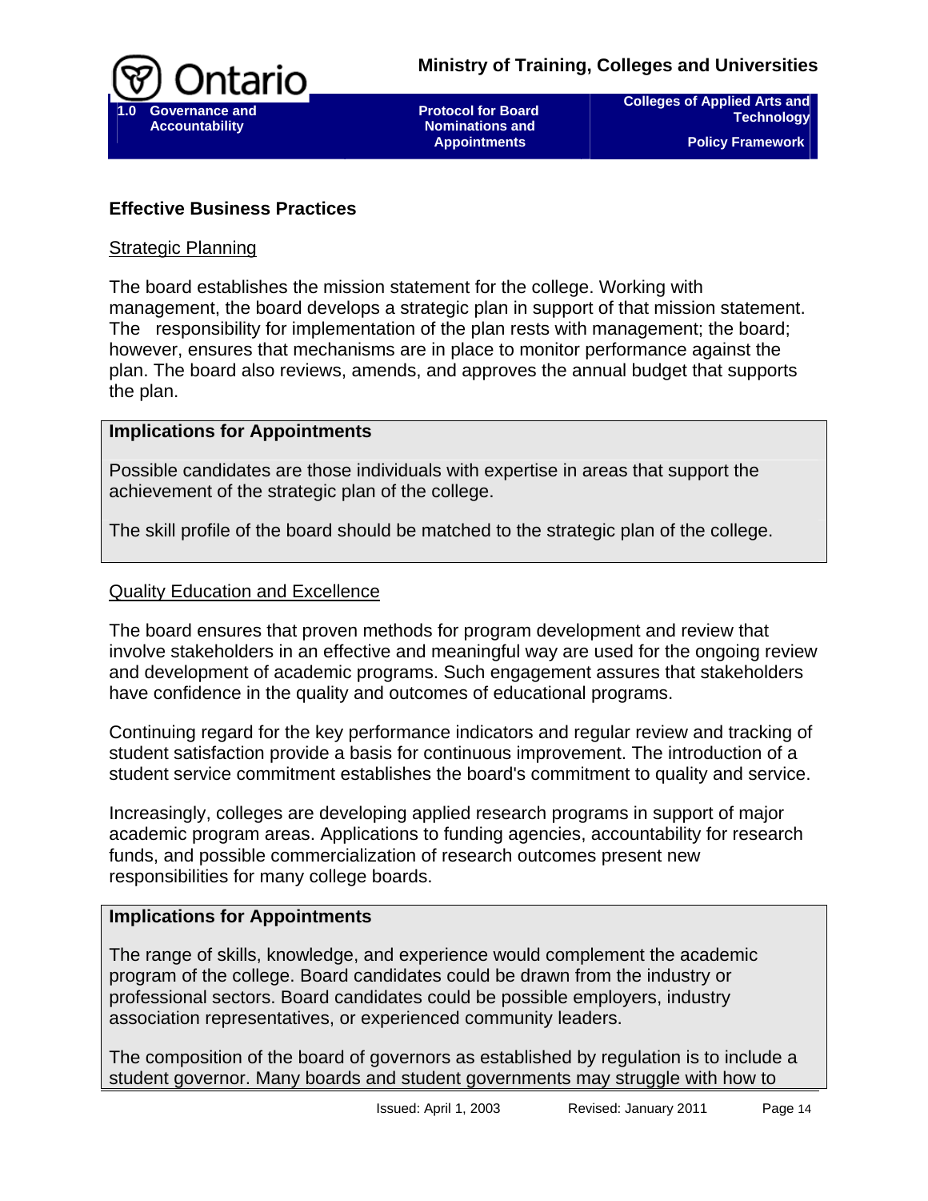## Effective Business Practices

### Strategic Planning

The board establishes the mission statement for the college. Working with management, the board develops a strategic plan in support of that mission statement. The responsibility for implementation of the plan rests with management; the board; however, ensures that mechanisms are in place to monitor performance against the plan. The board also reviews, amends, and approves the annual budget that supports the plan.

**Implications for Appointments**

Possible candidates are those individuals with expertise in areas that support the achievement of the strategic plan of the college.

The skill profile of the board should be matched to the strategic plan of the college.

### Quality Education and Excellence

The board ensures that proven methods for program development and review that involve stakeholders in an effective and meaningful way are used for the ongoing review and development of academic programs. Such engagement assures that stakeholders have confidence in the quality and outcomes of educational programs.

Continuing regard for the key performance indicators and regular review and tracking of student satisfaction provide a basis for continuous improvement. The introduction of a student service commitment establishes the board's commitment to quality and service.

Increasingly, colleges are developing applied research programs in support of major academic program areas. Applications to funding agencies, accountability for research funds, and possible commercialization of research outcomes present new responsibilities for many college boards.

**Implications for Appointments**

The range of skills, knowledge, and experience would complement the academic program of the college. Board candidates could be drawn from the industry or professional sectors. Board candidates could be possible employers, industry association representatives, or experienced community leaders.

The composition of the board of governors as established by regulation is to include a student governor. Many boards and student governments may struggle with how to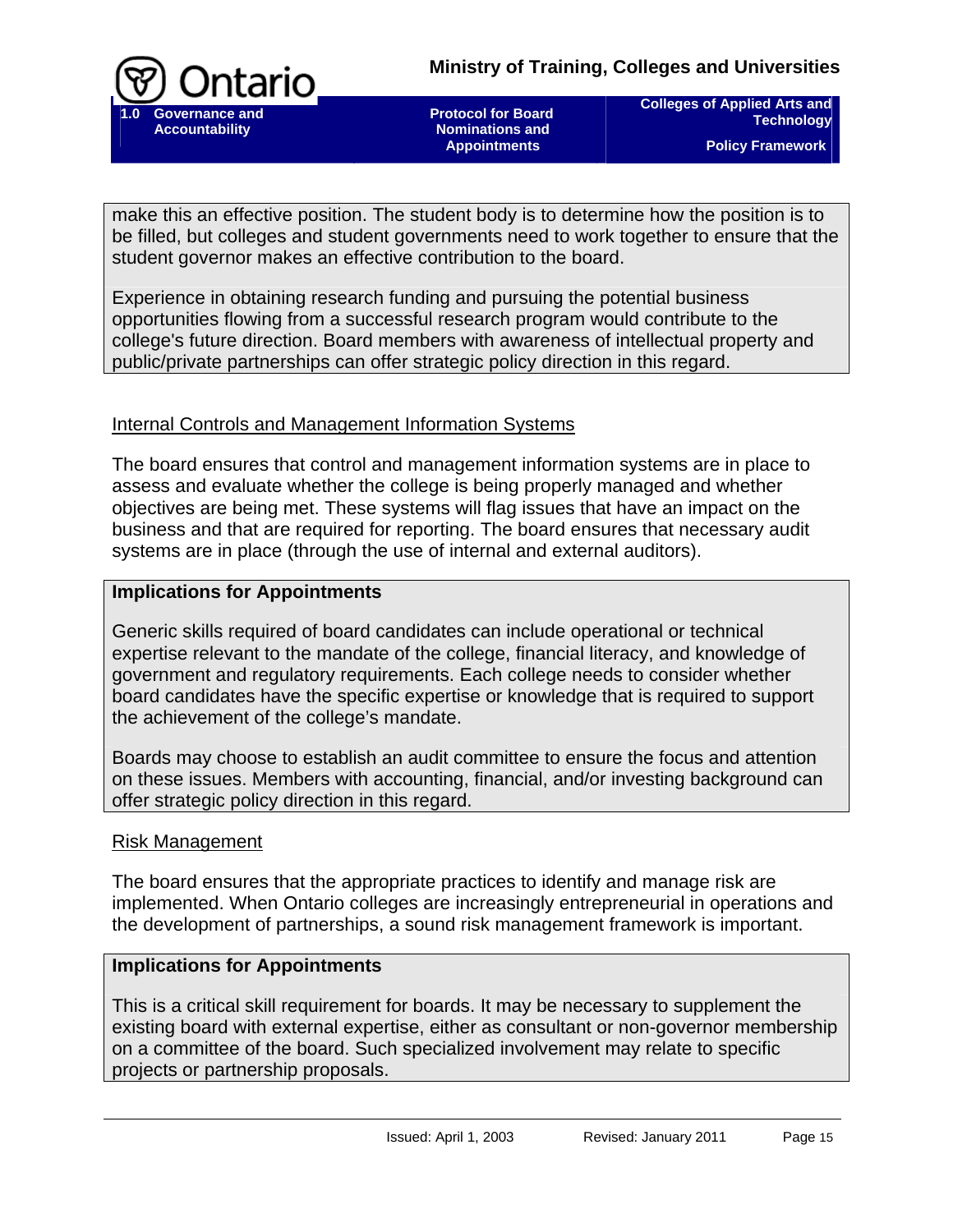make this an effective position. The student body is to determine how the position is to be filled, but colleges and student governments need to work together to ensure that the student governor makes an effective contribution to the board.

Experience in obtaining research funding and pursuing the potential business opportunities flowing from a successful research program would contribute to the college's future direction. Board members with awareness of intellectual property and public/private partnerships can offer strategic policy direction in this regard.

Internal Controls and Management Information Systems

The board ensures that control and management information systems are in place to assess and evaluate whether the college is being properly managed and whether objectives are being met. These systems will flag issues that have an impact on the business and that are required for reporting. The board ensures that necessary audit systems are in place (through the use of internal and external auditors).

**Implications for Appointments**

Generic skills required of board candidates can include operational or technical expertise relevant to the mandate of the college, financial literacy, and knowledge of government and regulatory requirements. Each college needs to consider whether board candidates have the specific expertise or knowledge that is required to support the achievement of the college's mandate.

Boards may choose to establish an audit committee to ensure the focus and attention on these issues. Members with accounting, financial, and/or investing background can offer strategic policy direction in this regard.

Risk Management

The board ensures that the appropriate practices to identify and manage risk are implemented. When Ontario colleges are increasingly entrepreneurial in operations and the development of partnerships, a sound risk management framework is important.

**Implications for Appointments**

This is a critical skill requirement for boards. It may be necessary to supplement the existing board with external expertise, either as consultant or non-governor membership on a committee of the board. Such specialized involvement may relate to specific projects or partnership proposals.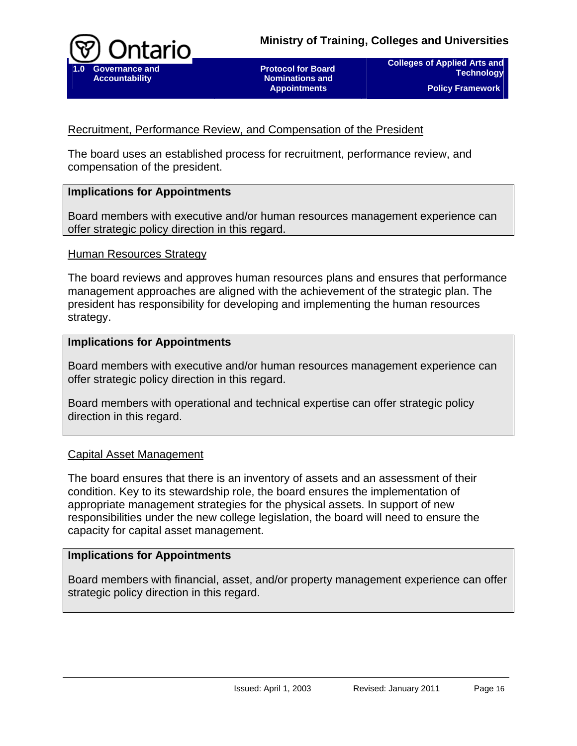Recruitment, Performance Review, and Compensation of the President

The board uses an established process for recruitment, performance review, and compensation of the president.

**Implications for Appointments**

Board members with executive and/or human resources management experience can offer strategic policy direction in this regard.

Human Resources Strategy

The board reviews and approves human resources plans and ensures that performance management approaches are aligned with the achievement of the strategic plan. The president has responsibility for developing and implementing the human resources strategy.

**Implications for Appointments**

Board members with executive and/or human resources management experience can offer strategic policy direction in this regard.

Board members with operational and technical expertise can offer strategic policy direction in this regard.

Capital Asset Management

The board ensures that there is an inventory of assets and an assessment of their condition. Key to its stewardship role, the board ensures the implementation of appropriate management strategies for the physical assets. In support of new responsibilities under the new college legislation, the board will need to ensure the capacity for capital asset management.

**Implications for Appointments**

Board members with financial, asset, and/or property management experience can offer strategic policy direction in this regard.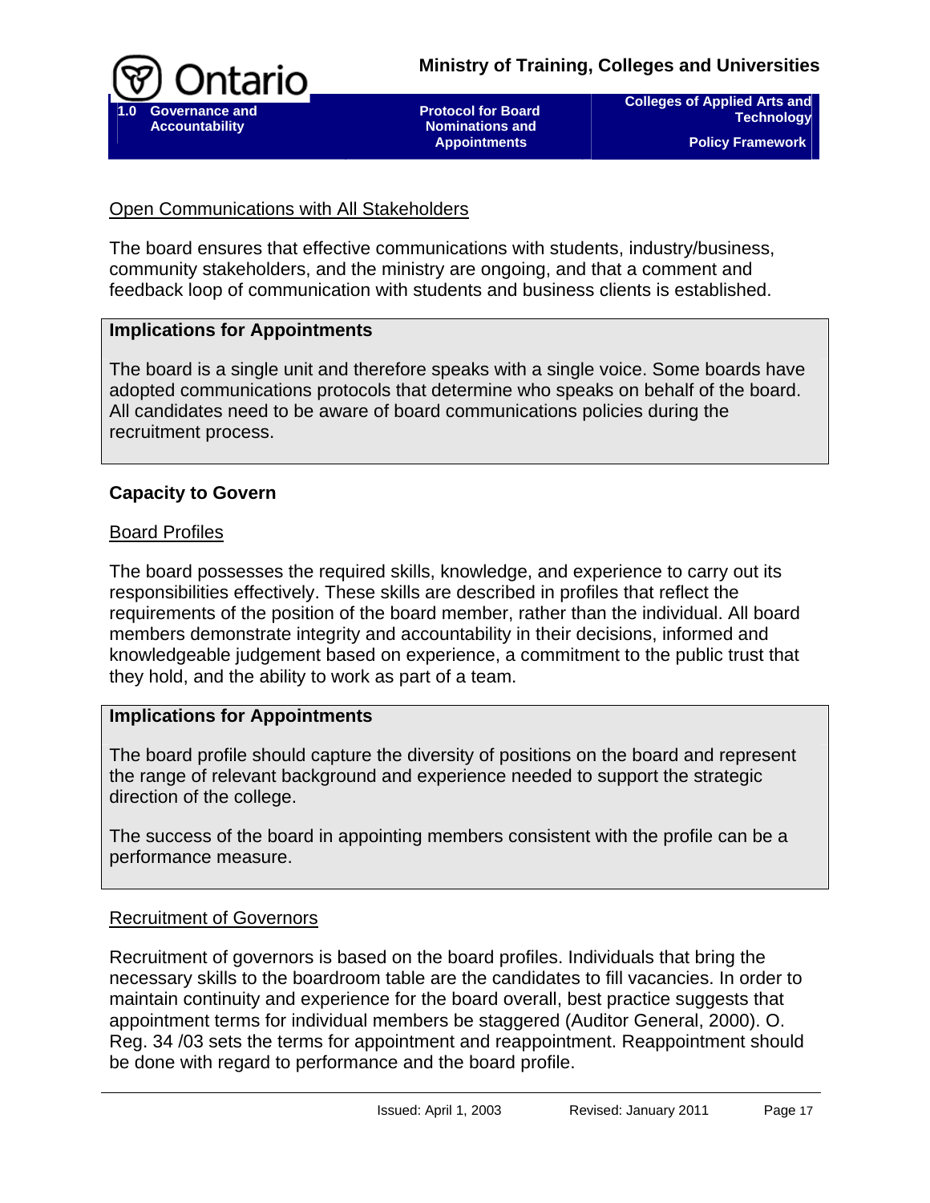Open Communications with All Stakeholders

The board ensures that effective communications with students, industry/business, community stakeholders, and the ministry are ongoing, and that a comment and feedback loop of communication with students and business clients is established.

> **Implications for Appointments**
>
> The board is a single unit and therefore speaks with a single voice. Some boards have adopted communications protocols that determine who speaks on behalf of the board. All candidates need to be aware of board communications policies during the recruitment process.

## Capacity to Govern

Board Profiles

The board possesses the required skills, knowledge, and experience to carry out its responsibilities effectively. These skills are described in profiles that reflect the requirements of the position of the board member, rather than the individual. All board members demonstrate integrity and accountability in their decisions, informed and knowledgeable judgement based on experience, a commitment to the public trust that they hold, and the ability to work as part of a team.

> **Implications for Appointments**
>
> The board profile should capture the diversity of positions on the board and represent the range of relevant background and experience needed to support the strategic direction of the college.
>
> The success of the board in appointing members consistent with the profile can be a performance measure.

Recruitment of Governors

Recruitment of governors is based on the board profiles. Individuals that bring the necessary skills to the boardroom table are the candidates to fill vacancies. In order to maintain continuity and experience for the board overall, best practice suggests that appointment terms for individual members be staggered (Auditor General, 2000). O. Reg. 34 /03 sets the terms for appointment and reappointment. Reappointment should be done with regard to performance and the board profile.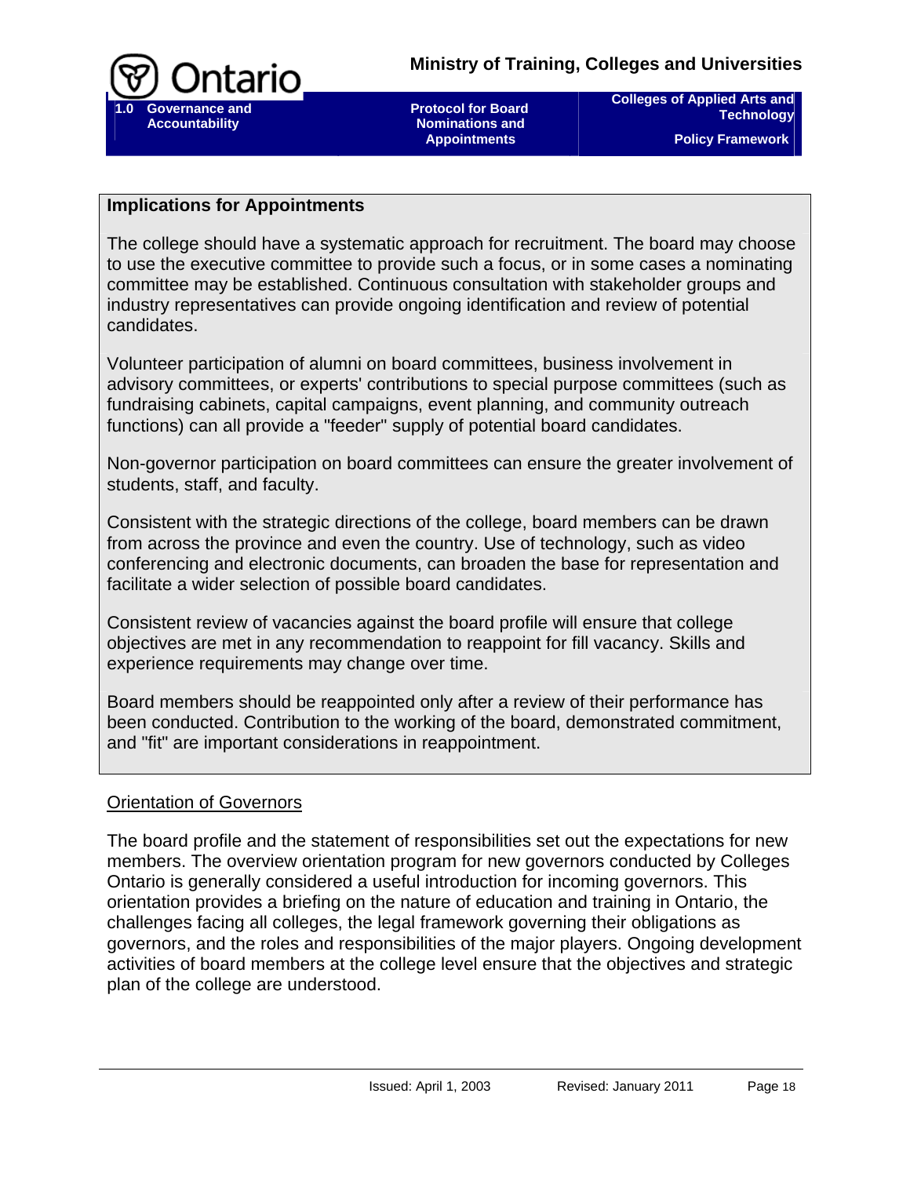**Implications for Appointments**

The college should have a systematic approach for recruitment. The board may choose to use the executive committee to provide such a focus, or in some cases a nominating committee may be established. Continuous consultation with stakeholder groups and industry representatives can provide ongoing identification and review of potential candidates.

Volunteer participation of alumni on board committees, business involvement in advisory committees, or experts' contributions to special purpose committees (such as fundraising cabinets, capital campaigns, event planning, and community outreach functions) can all provide a "feeder" supply of potential board candidates.

Non-governor participation on board committees can ensure the greater involvement of students, staff, and faculty.

Consistent with the strategic directions of the college, board members can be drawn from across the province and even the country. Use of technology, such as video conferencing and electronic documents, can broaden the base for representation and facilitate a wider selection of possible board candidates.

Consistent review of vacancies against the board profile will ensure that college objectives are met in any recommendation to reappoint for fill vacancy. Skills and experience requirements may change over time.

Board members should be reappointed only after a review of their performance has been conducted. Contribution to the working of the board, demonstrated commitment, and "fit" are important considerations in reappointment.

<u>Orientation of Governors</u>

The board profile and the statement of responsibilities set out the expectations for new members. The overview orientation program for new governors conducted by Colleges Ontario is generally considered a useful introduction for incoming governors. This orientation provides a briefing on the nature of education and training in Ontario, the challenges facing all colleges, the legal framework governing their obligations as governors, and the roles and responsibilities of the major players. Ongoing development activities of board members at the college level ensure that the objectives and strategic plan of the college are understood.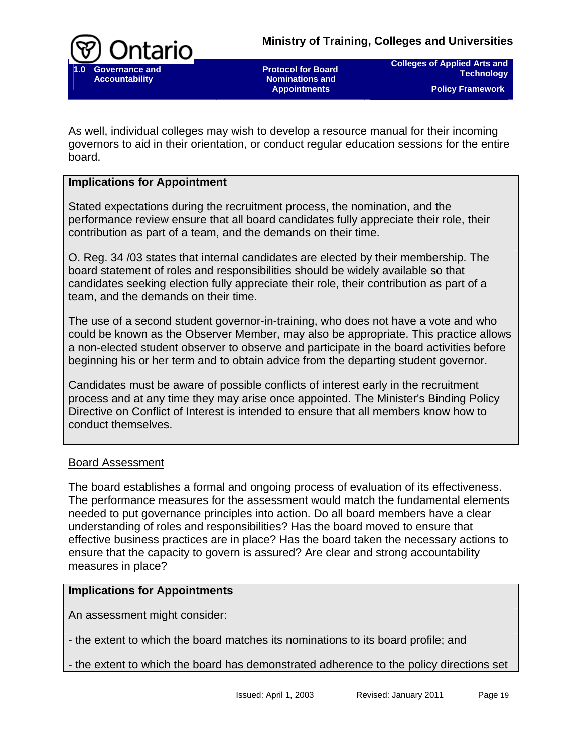As well, individual colleges may wish to develop a resource manual for their incoming governors to aid in their orientation, or conduct regular education sessions for the entire board.

**Implications for Appointment**

Stated expectations during the recruitment process, the nomination, and the performance review ensure that all board candidates fully appreciate their role, their contribution as part of a team, and the demands on their time.

O. Reg. 34 /03 states that internal candidates are elected by their membership. The board statement of roles and responsibilities should be widely available so that candidates seeking election fully appreciate their role, their contribution as part of a team, and the demands on their time.

The use of a second student governor-in-training, who does not have a vote and who could be known as the Observer Member, may also be appropriate. This practice allows a non-elected student observer to observe and participate in the board activities before beginning his or her term and to obtain advice from the departing student governor.

Candidates must be aware of possible conflicts of interest early in the recruitment process and at any time they may arise once appointed. The Minister's Binding Policy Directive on Conflict of Interest is intended to ensure that all members know how to conduct themselves.

Board Assessment

The board establishes a formal and ongoing process of evaluation of its effectiveness. The performance measures for the assessment would match the fundamental elements needed to put governance principles into action. Do all board members have a clear understanding of roles and responsibilities? Has the board moved to ensure that effective business practices are in place? Has the board taken the necessary actions to ensure that the capacity to govern is assured? Are clear and strong accountability measures in place?

**Implications for Appointments**

An assessment might consider:

- the extent to which the board matches its nominations to its board profile; and

- the extent to which the board has demonstrated adherence to the policy directions set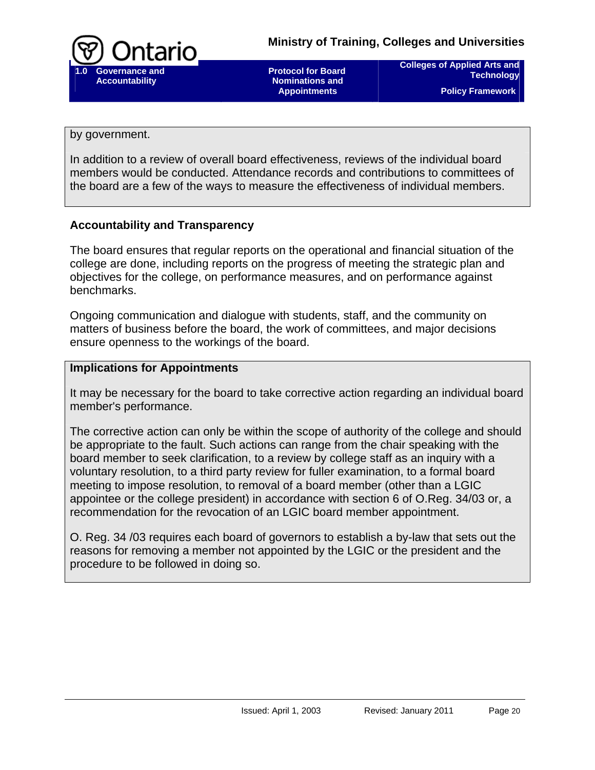by government.

In addition to a review of overall board effectiveness, reviews of the individual board members would be conducted. Attendance records and contributions to committees of the board are a few of the ways to measure the effectiveness of individual members.

### Accountability and Transparency

The board ensures that regular reports on the operational and financial situation of the college are done, including reports on the progress of meeting the strategic plan and objectives for the college, on performance measures, and on performance against benchmarks.

Ongoing communication and dialogue with students, staff, and the community on matters of business before the board, the work of committees, and major decisions ensure openness to the workings of the board.

### Implications for Appointments

It may be necessary for the board to take corrective action regarding an individual board member's performance.

The corrective action can only be within the scope of authority of the college and should be appropriate to the fault. Such actions can range from the chair speaking with the board member to seek clarification, to a review by college staff as an inquiry with a voluntary resolution, to a third party review for fuller examination, to a formal board meeting to impose resolution, to removal of a board member (other than a LGIC appointee or the college president) in accordance with section 6 of O.Reg. 34/03 or, a recommendation for the revocation of an LGIC board member appointment.

O. Reg. 34 /03 requires each board of governors to establish a by-law that sets out the reasons for removing a member not appointed by the LGIC or the president and the procedure to be followed in doing so.